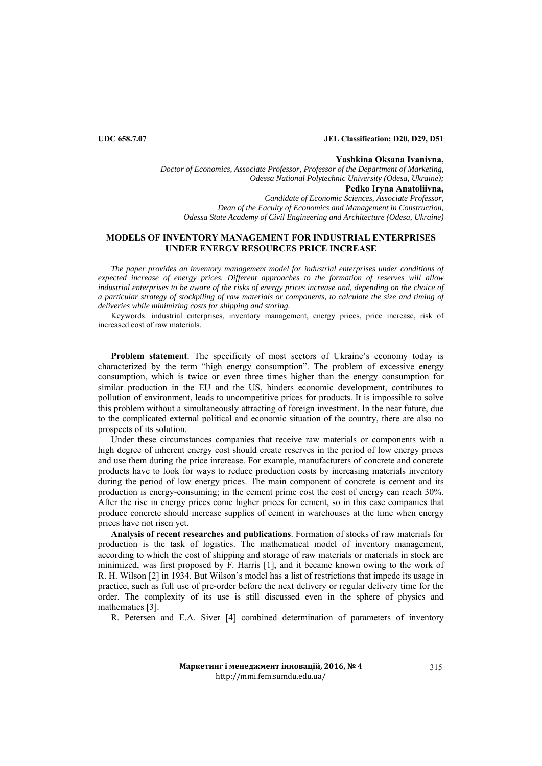**UDC 658.7.07** **JEL Classification: D20, D29, D51**

**Yashkina Oksana Ivanivna,**
*Doctor of Economics, Associate Professor, Professor of the Department of Marketing, Odessa National Polytechnic University (Odesa, Ukraine);*
**Pedko Iryna Anatoliivna,**
*Candidate of Economic Sciences, Associate Professor, Dean of the Faculty of Economics and Management in Construction, Odessa State Academy of Civil Engineering and Architecture (Odesa, Ukraine)*

# MODELS OF INVENTORY MANAGEMENT FOR INDUSTRIAL ENTERPRISES UNDER ENERGY RESOURCES PRICE INCREASE

*The paper provides an inventory management model for industrial enterprises under conditions of expected increase of energy prices. Different approaches to the formation of reserves will allow industrial enterprises to be aware of the risks of energy prices increase and, depending on the choice of a particular strategy of stockpiling of raw materials or components, to calculate the size and timing of deliveries while minimizing costs for shipping and storing.*

Keywords: industrial enterprises, inventory management, energy prices, price increase, risk of increased cost of raw materials.

**Problem statement**. The specificity of most sectors of Ukraine's economy today is characterized by the term "high energy consumption". The problem of excessive energy consumption, which is twice or even three times higher than the energy consumption for similar production in the EU and the US, hinders economic development, contributes to pollution of environment, leads to uncompetitive prices for products. It is impossible to solve this problem without a simultaneously attracting of foreign investment. In the near future, due to the complicated external political and economic situation of the country, there are also no prospects of its solution.

Under these circumstances companies that receive raw materials or components with a high degree of inherent energy cost should create reserves in the period of low energy prices and use them during the price inrcrease. For example, manufacturers of concrete and concrete products have to look for ways to reduce production costs by increasing materials inventory during the period of low energy prices. The main component of concrete is cement and its production is energy-consuming; in the cement prime cost the cost of energy can reach 30%. After the rise in energy prices come higher prices for cement, so in this case companies that produce concrete should increase supplies of cement in warehouses at the time when energy prices have not risen yet.

**Analysis of recent researches and publications**. Formation of stocks of raw materials for production is the task of logistics. The mathematical model of inventory management, according to which the cost of shipping and storage of raw materials or materials in stock are minimized, was first proposed by F. Harris [1], and it became known owing to the work of R. H. Wilson [2] in 1934. But Wilson's model has a list of restrictions that impede its usage in practice, such as full use of pre-order before the next delivery or regular delivery time for the order. The complexity of its use is still discussed even in the sphere of physics and mathematics [3].

R. Petersen and E.A. Siver [4] combined determination of parameters of inventory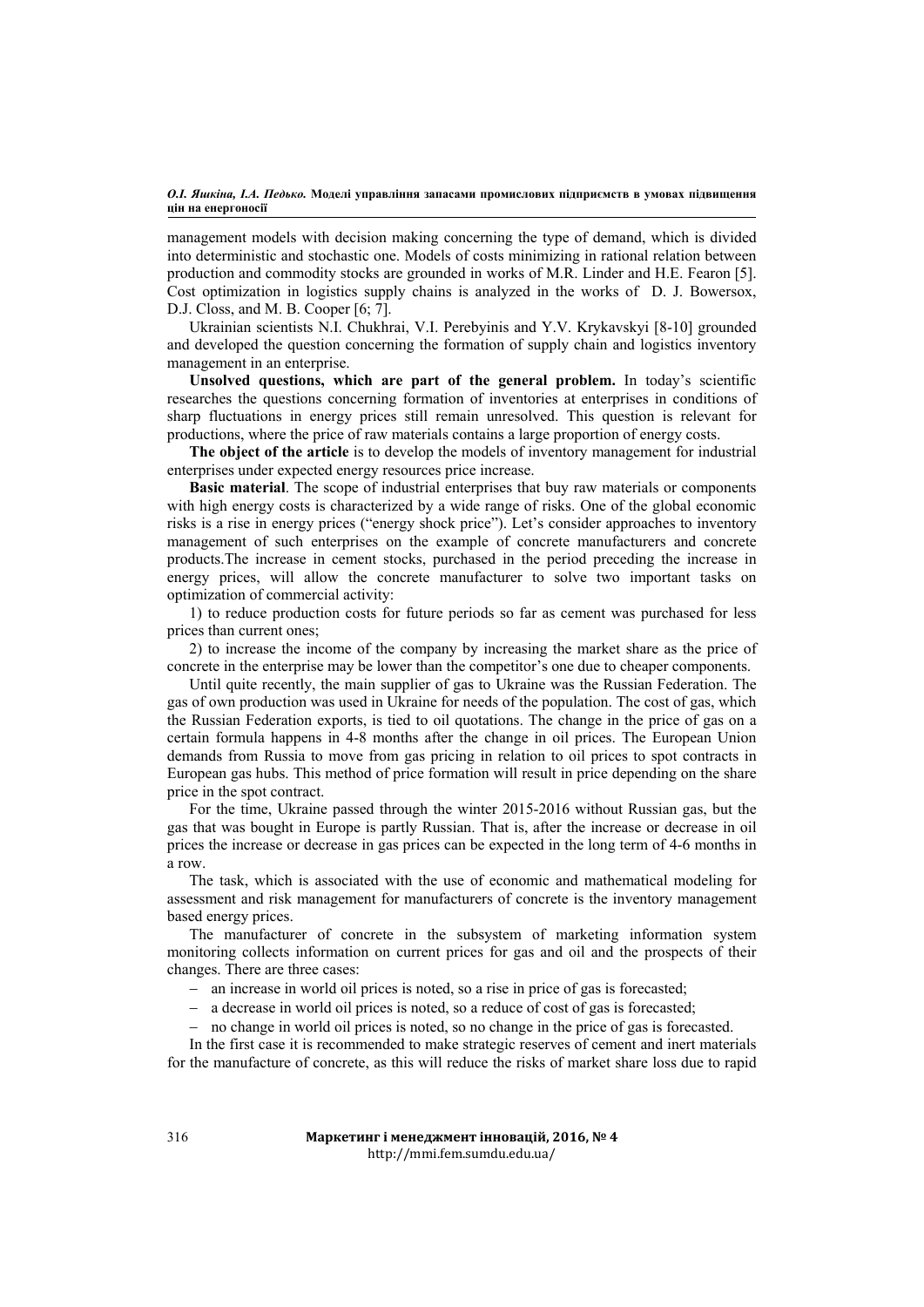management models with decision making concerning the type of demand, which is divided into deterministic and stochastic one. Models of costs minimizing in rational relation between production and commodity stocks are grounded in works of M.R. Linder and H.E. Fearon [5]. Cost optimization in logistics supply chains is analyzed in the works of D. J. Bowersox, D.J. Closs, and M. B. Cooper [6; 7].

Ukrainian scientists N.I. Chukhrai, V.I. Perebyinis and Y.V. Krykavskyi [8-10] grounded and developed the question concerning the formation of supply chain and logistics inventory management in an enterprise.

**Unsolved questions, which are part of the general problem.** In today's scientific researches the questions concerning formation of inventories at enterprises in conditions of sharp fluctuations in energy prices still remain unresolved. This question is relevant for productions, where the price of raw materials contains a large proportion of energy costs.

**The object of the article** is to develop the models of inventory management for industrial enterprises under expected energy resources price increase.

**Basic material**. The scope of industrial enterprises that buy raw materials or components with high energy costs is characterized by a wide range of risks. One of the global economic risks is a rise in energy prices ("energy shock price"). Let's consider approaches to inventory management of such enterprises on the example of concrete manufacturers and concrete products.The increase in cement stocks, purchased in the period preceding the increase in energy prices, will allow the concrete manufacturer to solve two important tasks on optimization of commercial activity:

1) to reduce production costs for future periods so far as cement was purchased for less prices than current ones;

2) to increase the income of the company by increasing the market share as the price of concrete in the enterprise may be lower than the competitor's one due to cheaper components.

Until quite recently, the main supplier of gas to Ukraine was the Russian Federation. The gas of own production was used in Ukraine for needs of the population. The cost of gas, which the Russian Federation exports, is tied to oil quotations. The change in the price of gas on a certain formula happens in 4-8 months after the change in oil prices. The European Union demands from Russia to move from gas pricing in relation to oil prices to spot contracts in European gas hubs. This method of price formation will result in price depending on the share price in the spot contract.

For the time, Ukraine passed through the winter 2015-2016 without Russian gas, but the gas that was bought in Europe is partly Russian. That is, after the increase or decrease in oil prices the increase or decrease in gas prices can be expected in the long term of 4-6 months in a row.

The task, which is associated with the use of economic and mathematical modeling for assessment and risk management for manufacturers of concrete is the inventory management based energy prices.

The manufacturer of concrete in the subsystem of marketing information system monitoring collects information on current prices for gas and oil and the prospects of their changes. There are three cases:

- an increase in world oil prices is noted, so a rise in price of gas is forecasted;
- a decrease in world oil prices is noted, so a reduce of cost of gas is forecasted;
- no change in world oil prices is noted, so no change in the price of gas is forecasted.

In the first case it is recommended to make strategic reserves of cement and inert materials for the manufacture of concrete, as this will reduce the risks of market share loss due to rapid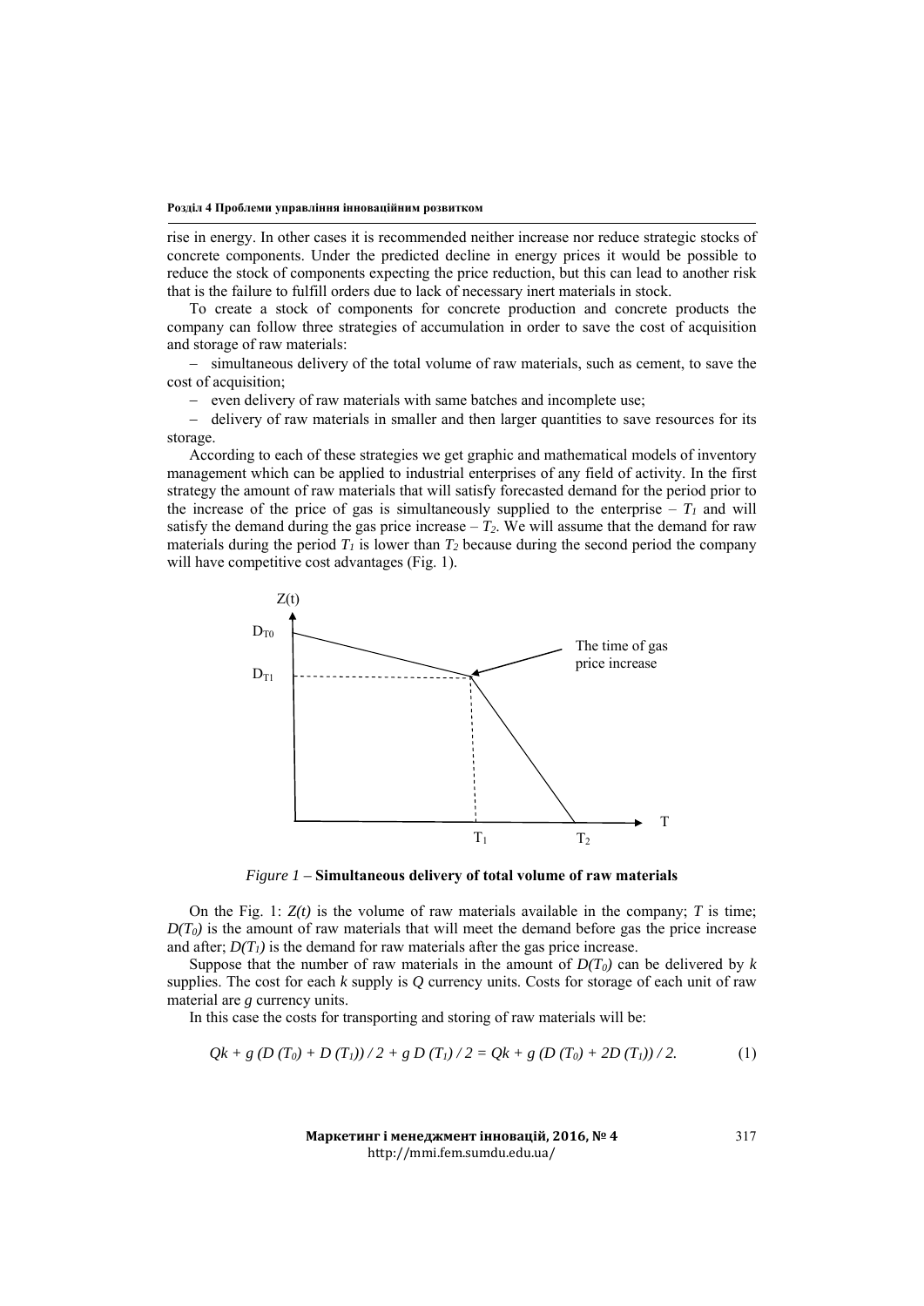rise in energy. In other cases it is recommended neither increase nor reduce strategic stocks of concrete components. Under the predicted decline in energy prices it would be possible to reduce the stock of components expecting the price reduction, but this can lead to another risk that is the failure to fulfill orders due to lack of necessary inert materials in stock.

To create a stock of components for concrete production and concrete products the company can follow three strategies of accumulation in order to save the cost of acquisition and storage of raw materials:

- simultaneous delivery of the total volume of raw materials, such as cement, to save the cost of acquisition;
- even delivery of raw materials with same batches and incomplete use;
- delivery of raw materials in smaller and then larger quantities to save resources for its storage.

According to each of these strategies we get graphic and mathematical models of inventory management which can be applied to industrial enterprises of any field of activity. In the first strategy the amount of raw materials that will satisfy forecasted demand for the period prior to the increase of the price of gas is simultaneously supplied to the enterprise – $T_1$ and will satisfy the demand during the gas price increase – $T_2$. We will assume that the demand for raw materials during the period $T_1$ is lower than $T_2$ because during the second period the company will have competitive cost advantages (Fig. 1).

*Figure 1* – **Simultaneous delivery of total volume of raw materials**

On the Fig. 1: $Z(t)$ is the volume of raw materials available in the company; $T$ is time; $D(T_0)$ is the amount of raw materials that will meet the demand before gas the price increase and after; $D(T_1)$ is the demand for raw materials after the gas price increase.

Suppose that the number of raw materials in the amount of $D(T_0)$ can be delivered by $k$ supplies. The cost for each $k$ supply is $Q$ currency units. Costs for storage of each unit of raw material are $g$ currency units.

In this case the costs for transporting and storing of raw materials will be:

$$Qk + g\,(D\,(T_0) + D\,(T_1))\,/\,2 + g\,D\,(T_1)\,/\,2 = Qk + g\,(D\,(T_0) + 2D\,(T_1))\,/\,2. \quad (1)$$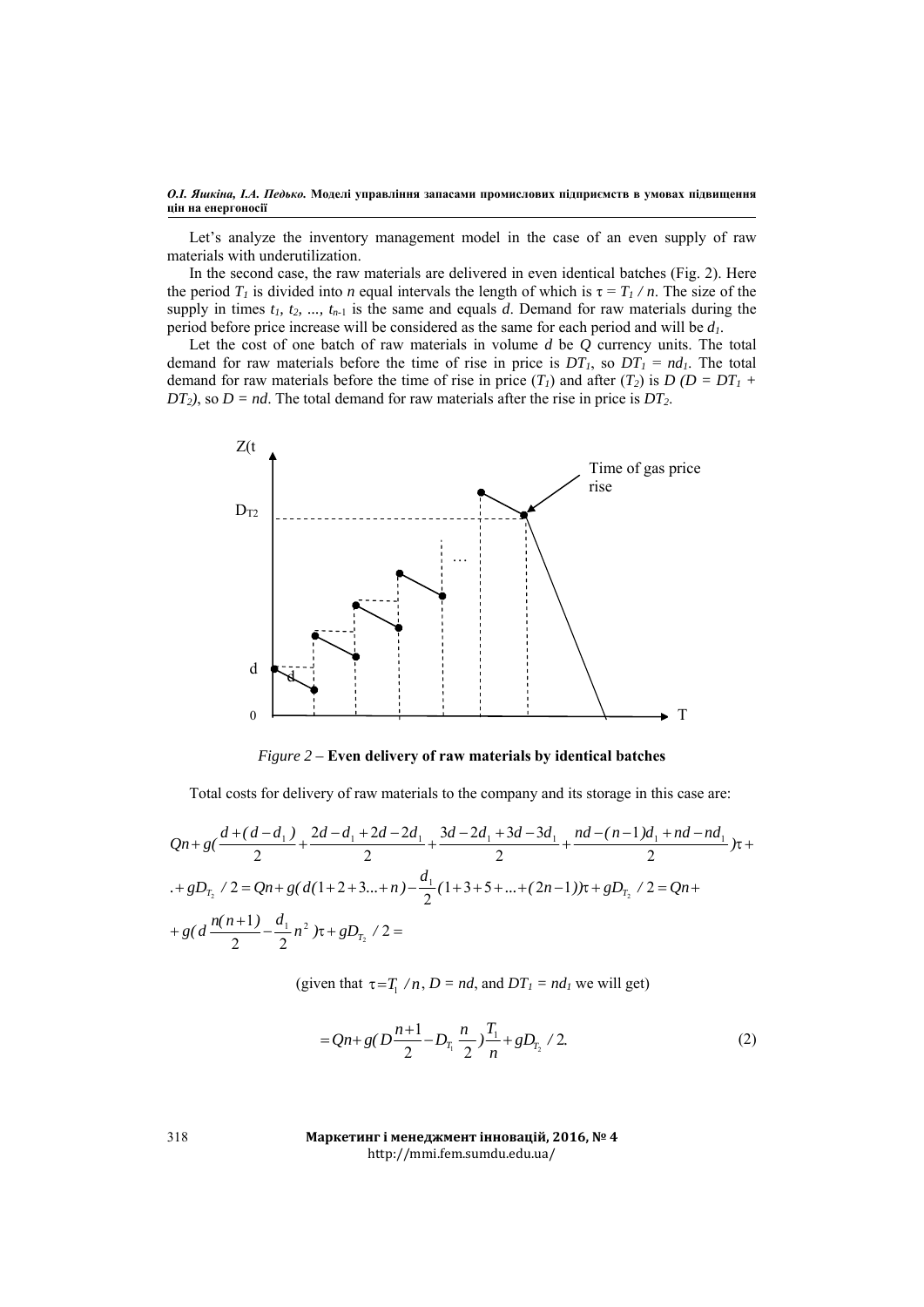Let's analyze the inventory management model in the case of an even supply of raw materials with underutilization.

In the second case, the raw materials are delivered in even identical batches (Fig. 2). Here the period $T_1$ is divided into $n$ equal intervals the length of which is $\tau = T_1 / n$. The size of the supply in times $t_1, t_2, ..., t_{n-1}$ is the same and equals $d$. Demand for raw materials during the period before price increase will be considered as the same for each period and will be $d_1$.

Let the cost of one batch of raw materials in volume $d$ be $Q$ currency units. The total demand for raw materials before the time of rise in price is $DT_1$, so $DT_1 = nd_1$. The total demand for raw materials before the time of rise in price ($T_1$) and after ($T_2$) is $D$ ($D = DT_1 + DT_2$), so $D = nd$. The total demand for raw materials after the rise in price is $DT_2$.

*Figure 2* – **Even delivery of raw materials by identical batches**

Total costs for delivery of raw materials to the company and its storage in this case are:

$$Qn + g\left(\frac{d+(d-d_1)}{2} + \frac{2d-d_1+2d-2d_1}{2} + \frac{3d-2d_1+3d-3d_1}{2} + \frac{nd-(n-1)d_1+nd-nd_1}{2}\right)\tau +$$

$$+ gD_{T_2}/2 = Qn + g\left(d(1+2+3...+n) - \frac{d_1}{2}(1+3+5+...+(2n-1)\right)\tau + gD_{T_2}/2 = Qn +$$

$$+ g\left(d\frac{n(n+1)}{2} - \frac{d_1}{2}n^2\right)\tau + gD_{T_2}/2 =$$

(given that $\tau = T_1 / n$, $D = nd$, and $DT_1 = nd_1$ we will get)

$$= Qn + g\left(D\frac{n+1}{2} - D_{T_1}\frac{n}{2}\right)\frac{T_1}{n} + gD_{T_2}/2. \tag{2}$$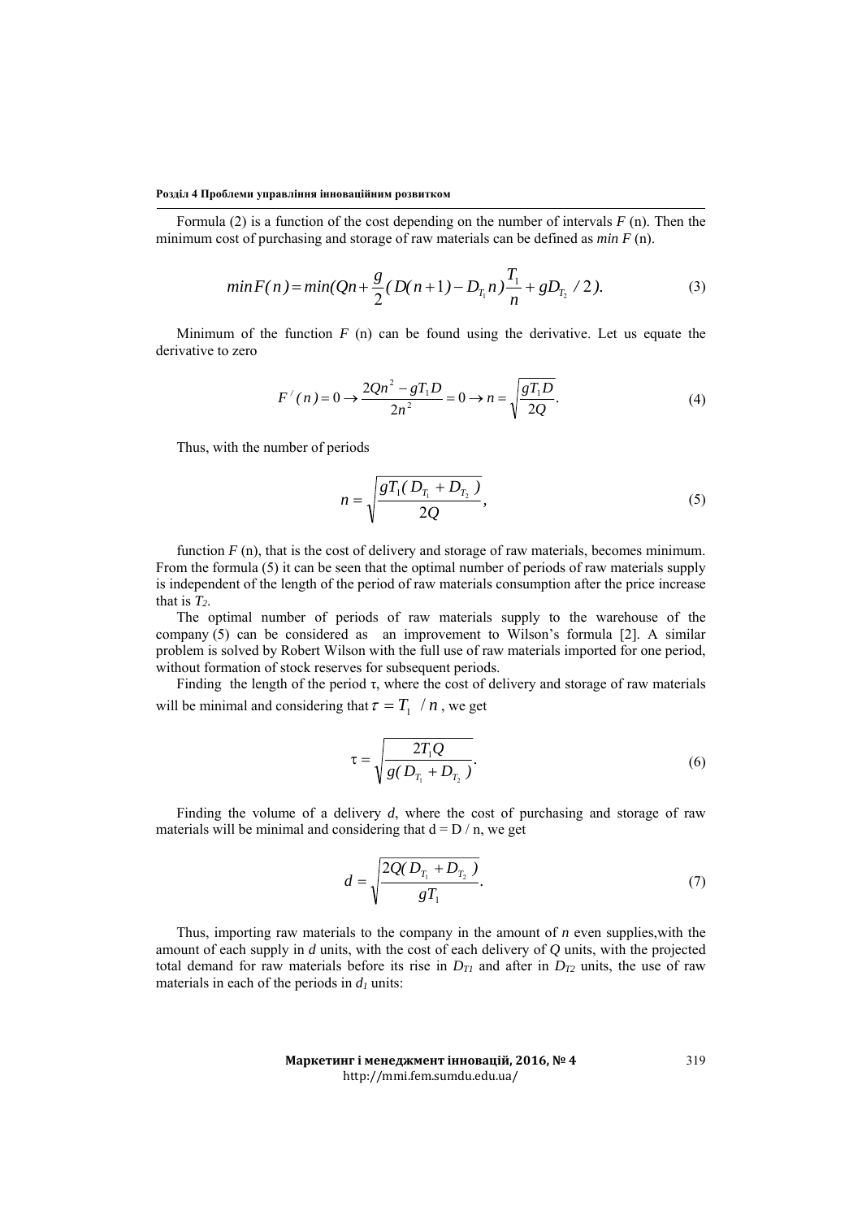Formula (2) is a function of the cost depending on the number of intervals $F$ (n). Then the minimum cost of purchasing and storage of raw materials can be defined as $min\ F$ (n).

$$minF(n) = min(Qn + \frac{g}{2}(D(n+1) - D_{T_1}n)\frac{T_1}{n} + gD_{T_2}/2). \tag{3}$$

Minimum of the function $F$ (n) can be found using the derivative. Let us equate the derivative to zero

$$F^{/}(n) = 0 \rightarrow \frac{2Qn^2 - gT_1D}{2n^2} = 0 \rightarrow n = \sqrt{\frac{gT_1D}{2Q}}. \tag{4}$$

Thus, with the number of periods

$$n = \sqrt{\frac{gT_1(D_{T_1} + D_{T_2})}{2Q}}, \tag{5}$$

function $F$ (n), that is the cost of delivery and storage of raw materials, becomes minimum. From the formula (5) it can be seen that the optimal number of periods of raw materials supply is independent of the length of the period of raw materials consumption after the price increase that is $T_2$.

The optimal number of periods of raw materials supply to the warehouse of the company (5) can be considered as an improvement to Wilson's formula [2]. A similar problem is solved by Robert Wilson with the full use of raw materials imported for one period, without formation of stock reserves for subsequent periods.

Finding the length of the period τ, where the cost of delivery and storage of raw materials will be minimal and considering that $\tau = T_1 / n$, we get

$$\tau = \sqrt{\frac{2T_1Q}{g(D_{T_1} + D_{T_2})}}. \tag{6}$$

Finding the volume of a delivery $d$, where the cost of purchasing and storage of raw materials will be minimal and considering that $d = D / n$, we get

$$d = \sqrt{\frac{2Q(D_{T_1} + D_{T_2})}{gT_1}}. \tag{7}$$

Thus, importing raw materials to the company in the amount of $n$ even supplies,with the amount of each supply in $d$ units, with the cost of each delivery of $Q$ units, with the projected total demand for raw materials before its rise in $D_{T1}$ and after in $D_{T2}$ units, the use of raw materials in each of the periods in $d_1$ units: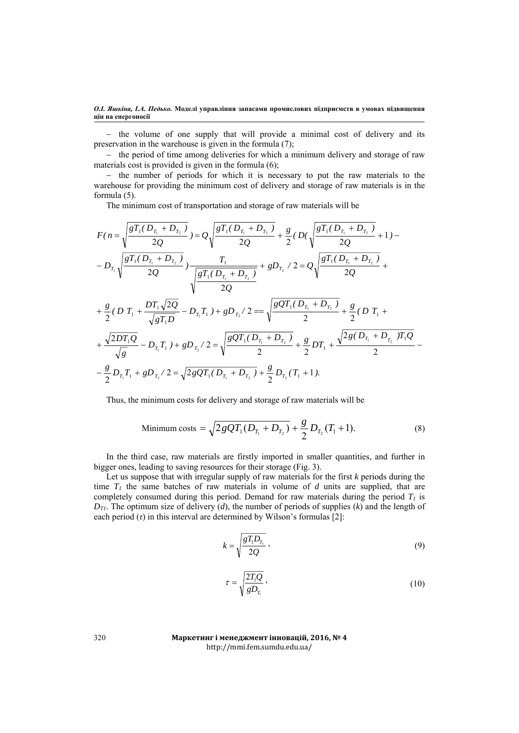– the volume of one supply that will provide a minimal cost of delivery and its preservation in the warehouse is given in the formula (7);

– the period of time among deliveries for which a minimum delivery and storage of raw materials cost is provided is given in the formula (6);

– the number of periods for which it is necessary to put the raw materials to the warehouse for providing the minimum cost of delivery and storage of raw materials is in the formula (5).

The minimum cost of transportation and storage of raw materials will be

$$F(n=\sqrt{\frac{gT_1(D_{T_1}+D_{T_2})}{2Q}})=Q\sqrt{\frac{gT_1(D_{T_1}+D_{T_2})}{2Q}}+\frac{g}{2}(D(\sqrt{\frac{gT_1(D_{T_1}+D_{T_2})}{2Q}}+1)-$$

$$-D_{T_1}\sqrt{\frac{gT_1(D_{T_1}+D_{T_2})}{2Q}})\frac{T_1}{\sqrt{\frac{gT_1(D_{T_1}+D_{T_2})}{2Q}}}+gD_{T_2}/2=Q\sqrt{\frac{gT_1(D_{T_1}+D_{T_2})}{2Q}}+$$

$$+\frac{g}{2}(D\,T_1+\frac{DT_1\sqrt{2Q}}{\sqrt{gT_1D}}-D_{T_1}T_1)+gD_{T_2}/2==\sqrt{\frac{gQT_1(D_{T_1}+D_{T_2})}{2}}+\frac{g}{2}(D\,T_1+$$

$$+\frac{\sqrt{2DT_1Q}}{\sqrt{g}}-D_{T_1}T_1)+gD_{T_2}/2=\sqrt{\frac{gQT_1(D_{T_1}+D_{T_2})}{2}}+\frac{g}{2}DT_1+\frac{\sqrt{2g(D_{T_1}+D_{T_2})T_1Q}}{2}-$$

$$-\frac{g}{2}D_{T_1}T_1+gD_{T_2}/2=\sqrt{2gQT_1(D_{T_1}+D_{T_2})}+\frac{g}{2}D_{T_2}(T_1+1).$$

Thus, the minimum costs for delivery and storage of raw materials will be

$$\text{Minimum costs} = \sqrt{2gQT_1(D_{T_1}+D_{T_2})}+\frac{g}{2}D_{T_2}(T_1+1). \tag{8}$$

In the third case, raw materials are firstly imported in smaller quantities, and further in bigger ones, leading to saving resources for their storage (Fig. 3).

Let us suppose that with irregular supply of raw materials for the first *k* periods during the time $T_1$ the same batches of raw materials in volume of *d* units are supplied, that are completely consumed during this period. Demand for raw materials during the period $T_1$ is $D_{T1}$. The optimum size of delivery (*d*), the number of periods of supplies (*k*) and the length of each period ($\tau$) in this interval are determined by Wilson's formulas [2]:

$$k=\sqrt{\frac{gT_1D_{T_1}}{2Q}}\,, \tag{9}$$

$$\tau=\sqrt{\frac{2T_1Q}{gD_{T_1}}}\,, \tag{10}$$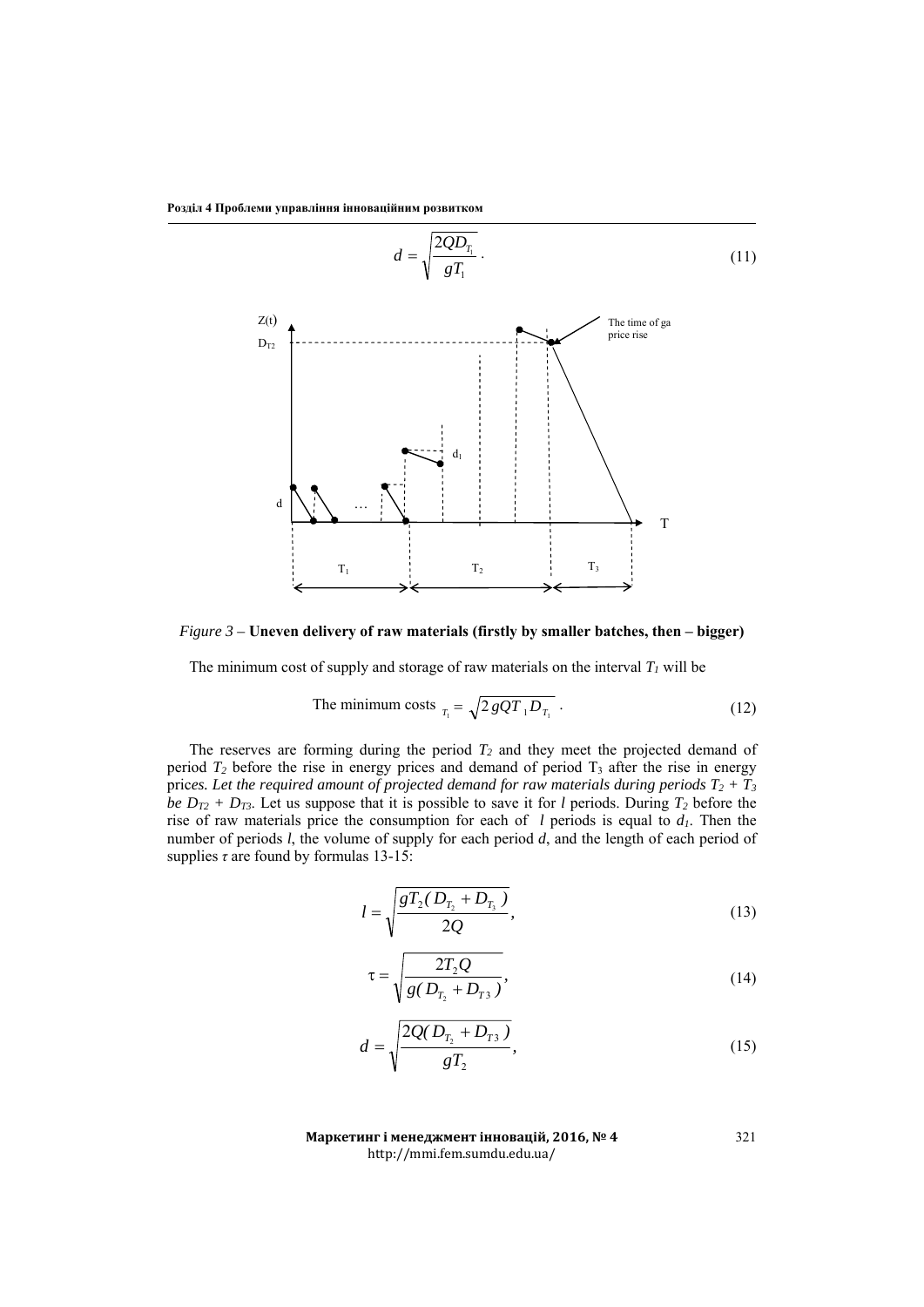$$d = \sqrt{\frac{2QD_{T_1}}{gT_1}} . \tag{11}$$

*Figure 3* – **Uneven delivery of raw materials (firstly by smaller batches, then – bigger)**

The minimum cost of supply and storage of raw materials on the interval $T_1$ will be

$$\text{The minimum costs }_{T_1} = \sqrt{2\,gQT_{\,1}D_{T_1}} . \tag{12}$$

The reserves are forming during the period $T_2$ and they meet the projected demand of period $T_2$ before the rise in energy prices and demand of period $T_3$ after the rise in energy prices*. Let the required amount of projected demand for raw materials during periods $T_2 + T_3$ be $D_{T2} + D_{T3}$.* Let us suppose that it is possible to save it for *l* periods. During $T_2$ before the rise of raw materials price the consumption for each of *l* periods is equal to $d_1$. Then the number of periods *l*, the volume of supply for each period *d*, and the length of each period of supplies *τ* are found by formulas 13-15:

$$l = \sqrt{\frac{gT_2(D_{T_2} + D_{T_3})}{2Q}}, \tag{13}$$

$$\tau = \sqrt{\frac{2T_2Q}{g(D_{T_2} + D_{T3})}}, \tag{14}$$

$$d = \sqrt{\frac{2Q(D_{T_2} + D_{T3})}{gT_2}}, \tag{15}$$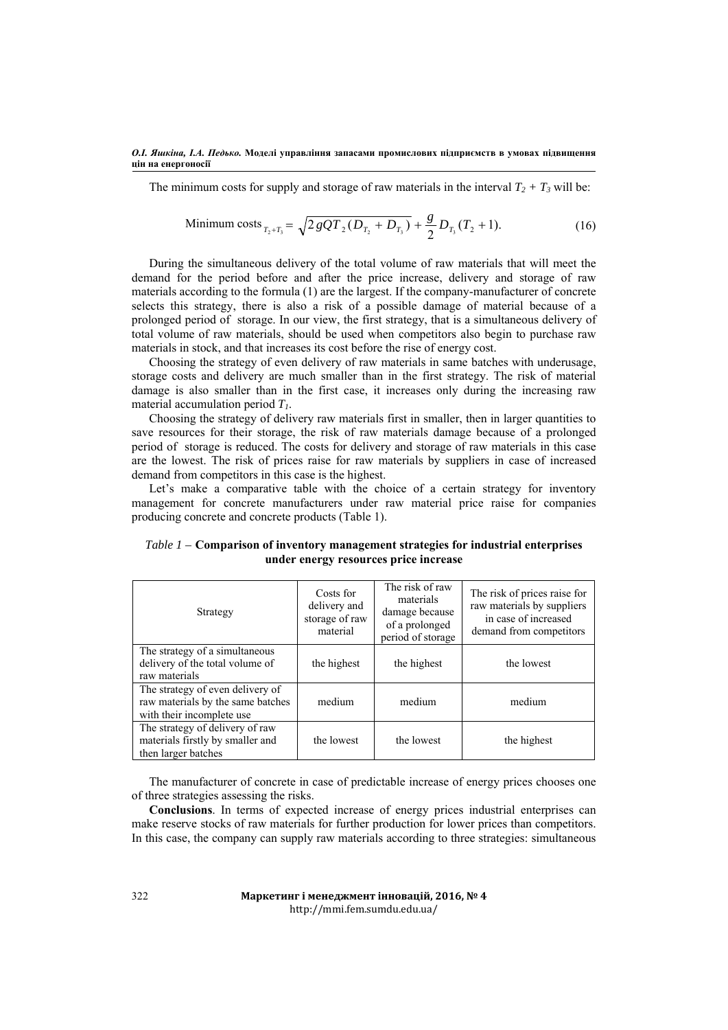The minimum costs for supply and storage of raw materials in the interval $T_2 + T_3$ will be:

$$\text{Minimum costs}_{T_2+T_3} = \sqrt{2gQT_2(D_{T_2} + D_{T_3})} + \frac{g}{2}D_{T_3}(T_2 + 1). \tag{16}$$

During the simultaneous delivery of the total volume of raw materials that will meet the demand for the period before and after the price increase, delivery and storage of raw materials according to the formula (1) are the largest. If the company-manufacturer of concrete selects this strategy, there is also a risk of a possible damage of material because of a prolonged period of storage. In our view, the first strategy, that is a simultaneous delivery of total volume of raw materials, should be used when competitors also begin to purchase raw materials in stock, and that increases its cost before the rise of energy cost.

Choosing the strategy of even delivery of raw materials in same batches with underusage, storage costs and delivery are much smaller than in the first strategy. The risk of material damage is also smaller than in the first case, it increases only during the increasing raw material accumulation period $T_1$.

Choosing the strategy of delivery raw materials first in smaller, then in larger quantities to save resources for their storage, the risk of raw materials damage because of a prolonged period of storage is reduced. The costs for delivery and storage of raw materials in this case are the lowest. The risk of prices raise for raw materials by suppliers in case of increased demand from competitors in this case is the highest.

Let's make a comparative table with the choice of a certain strategy for inventory management for concrete manufacturers under raw material price raise for companies producing concrete and concrete products (Table 1).

*Table 1* – **Comparison of inventory management strategies for industrial enterprises under energy resources price increase**

| Strategy | Costs for delivery and storage of raw material | The risk of raw materials damage because of a prolonged period of storage | The risk of prices raise for raw materials by suppliers in case of increased demand from competitors |
|---|---|---|---|
| The strategy of a simultaneous delivery of the total volume of raw materials | the highest | the highest | the lowest |
| The strategy of even delivery of raw materials by the same batches with their incomplete use | medium | medium | medium |
| The strategy of delivery of raw materials firstly by smaller and then larger batches | the lowest | the lowest | the highest |

The manufacturer of concrete in case of predictable increase of energy prices chooses one of three strategies assessing the risks.

**Conclusions**. In terms of expected increase of energy prices industrial enterprises can make reserve stocks of raw materials for further production for lower prices than competitors. In this case, the company can supply raw materials according to three strategies: simultaneous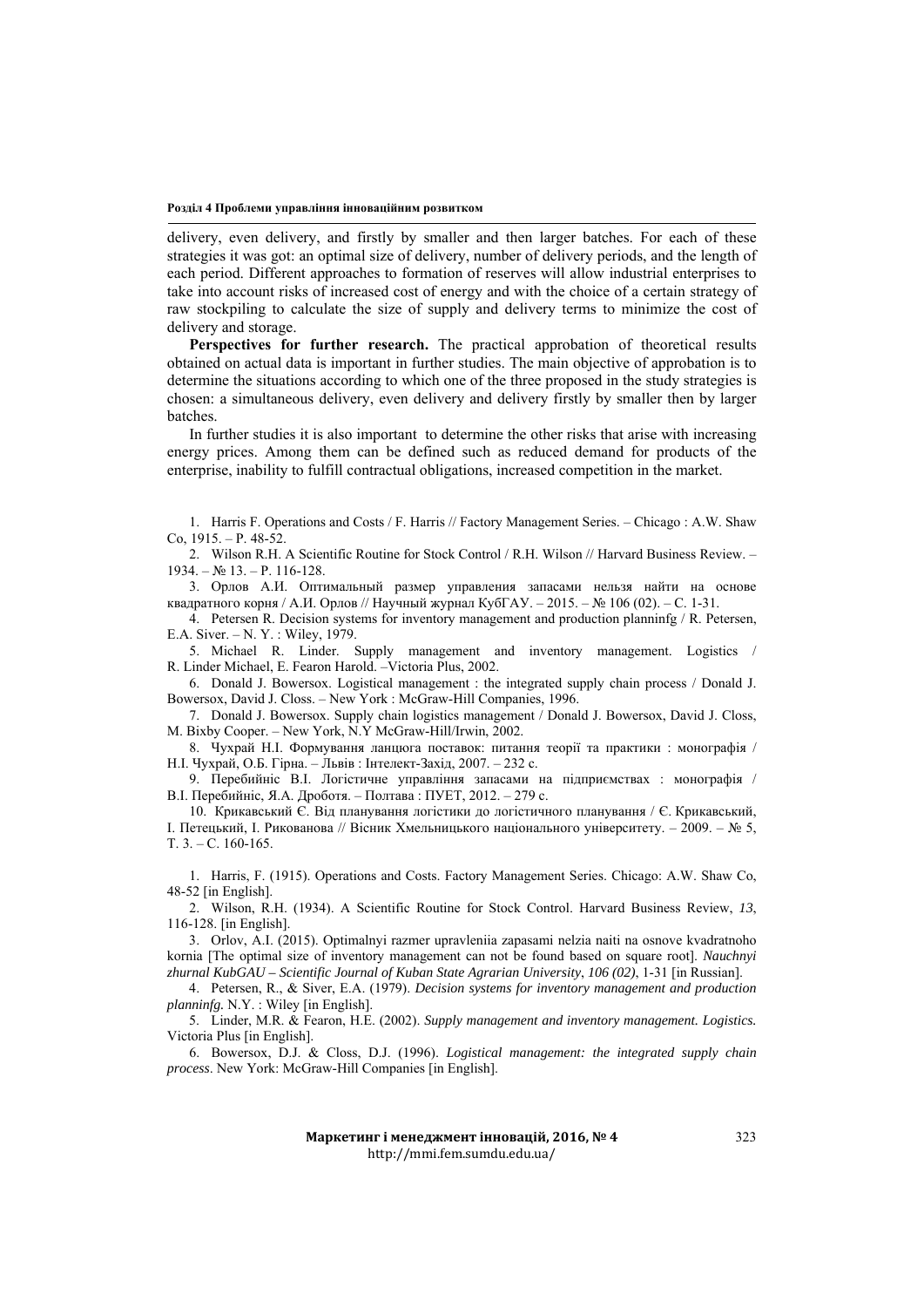delivery, even delivery, and firstly by smaller and then larger batches. For each of these strategies it was got: an optimal size of delivery, number of delivery periods, and the length of each period. Different approaches to formation of reserves will allow industrial enterprises to take into account risks of increased cost of energy and with the choice of a certain strategy of raw stockpiling to calculate the size of supply and delivery terms to minimize the cost of delivery and storage.

**Perspectives for further research.** The practical approbation of theoretical results obtained on actual data is important in further studies. The main objective of approbation is to determine the situations according to which one of the three proposed in the study strategies is chosen: a simultaneous delivery, even delivery and delivery firstly by smaller then by larger batches.

In further studies it is also important to determine the other risks that arise with increasing energy prices. Among them can be defined such as reduced demand for products of the enterprise, inability to fulfill contractual obligations, increased competition in the market.

1. Harris F. Operations and Costs / F. Harris // Factory Management Series. – Chicago : A.W. Shaw Co, 1915. – P. 48-52.
2. Wilson R.H. A Scientific Routine for Stock Control / R.H. Wilson // Harvard Business Review. – 1934. – № 13. – P. 116-128.
3. Орлов А.И. Оптимальный размер управления запасами нельзя найти на основе квадратного корня / А.И. Орлов // Научный журнал КубГАУ. – 2015. – № 106 (02). – С. 1-31.
4. Petersen R. Decision systems for inventory management and production planninfg / R. Petersen, E.A. Siver. – N. Y. : Wiley, 1979.
5. Michael R. Linder. Supply management and inventory management. Logistics / R. Linder Michael, E. Fearon Harold. –Victoria Plus, 2002.
6. Donald J. Bowersox. Logistical management : the integrated supply chain process / Donald J. Bowersox, David J. Closs. – New York : McGraw-Hill Companies, 1996.
7. Donald J. Bowersox. Supply chain logistics management / Donald J. Bowersox, David J. Closs, M. Bixby Cooper. – New York, N.Y McGraw-Hill/Irwin, 2002.
8. Чухрай Н.І. Формування ланцюга поставок: питання теорії та практики : монографія / Н.І. Чухрай, О.Б. Гірна. – Львів : Інтелект-Захід, 2007. – 232 с.
9. Перебийніс В.І. Логістичне управління запасами на підприємствах : монографія / В.І. Перебийніс, Я.А. Дроботя. – Полтава : ПУЕТ, 2012. – 279 с.
10. Крикавський Є. Від планування логістики до логістичного планування / Є. Крикавський, І. Петецький, І. Рикованова // Вісник Хмельницького національного університету. – 2009. – № 5, Т. 3. – С. 160-165.

1. Harris, F. (1915). Operations and Costs. Factory Management Series. Chicago: A.W. Shaw Co, 48-52 [in English].
2. Wilson, R.H. (1934). A Scientific Routine for Stock Control. Harvard Business Review, *13*, 116-128. [in English].
3. Orlov, A.I. (2015). Optimalnyi razmer upravleniia zapasami nelzia naiti na osnove kvadratnoho kornia [The optimal size of inventory management can not be found based on square root]. *Nauchnyi zhurnal KubGAU – Scientific Journal of Kuban State Agrarian University*, *106 (02)*, 1-31 [in Russian].
4. Petersen, R., & Siver, E.A. (1979). *Decision systems for inventory management and production planninfg.* N.Y. : Wiley [in English].
5. Linder, M.R. & Fearon, H.E. (2002). *Supply management and inventory management. Logistics.* Victoria Plus [in English].
6. Bowersox, D.J. & Closs, D.J. (1996). *Logistical management: the integrated supply chain process*. New York: McGraw-Hill Companies [in English].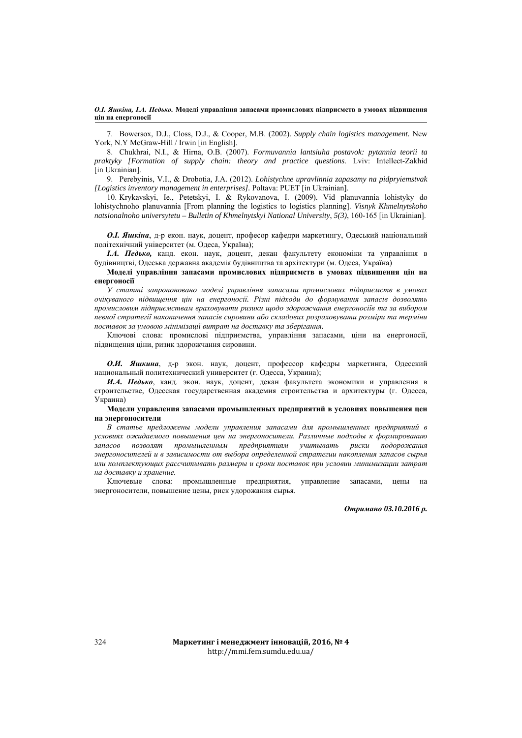7. Bowersox, D.J., Closs, D.J., & Cooper, M.B. (2002). *Supply chain logistics management.* New York, N.Y McGraw-Hill / Irwin [in English].

8. Chukhrai, N.I., & Hirna, O.B. (2007). *Formuvannia lantsiuha postavok: pytannia teorii ta praktyky [Formation of supply chain: theory and practice questions*. Lviv: Intellect-Zakhid [in Ukrainian].

9. Perebyinis, V.I., & Drobotia, J.A. (2012). *Lohistychne upravlinnia zapasamy na pidpryiemstvak [Logistics inventory management in enterprises]*. Poltava: PUET [in Ukrainian].

10. Krykavskyi, Ie., Petetskyi, I. & Rykovanova, I. (2009). Vid planuvannia lohistyky do lohistychnoho planuvannia [From planning the logistics to logistics planning]. *Visnyk Khmelnytskoho natsionalnoho universytetu – Bulletin of Khmelnytskyi National University*, *5(3)*, 160-165 [in Ukrainian].

***О.І. Яшкіна***, д-р екон. наук, доцент, професор кафедри маркетингу, Одеський національний політехнічний університет (м. Одеса, Україна);

***І.А. Педько,*** канд. екон. наук, доцент, декан факультету економіки та управління в будівництві, Одеська державна академія будівництва та архітектури (м. Одеса, Україна)

**Моделі управління запасами промислових підприємств в умовах підвищення цін на енергоносії**

*У статті запропоновано моделі управління запасами промислових підприємств в умовах очікуваного підвищення цін на енергоносії. Різні підходи до формування запасів дозволять промисловим підприємствам враховувати ризики щодо здорожчання енергоносіїв та за вибором певної стратегії накопичення запасів сировини або складових розраховувати розміри та терміни поставок за умовою мінімізації витрат на доставку та зберігання.*

Ключові слова: промислові підприємства, управління запасами, ціни на енергоносії, підвищення ціни, ризик здорожчання сировини.

***О.И. Яшкина***, д-р экон. наук, доцент, профессор кафедры маркетинга, Одесский национальный политехнический университет (г. Одесса, Украина);

***И.А. Педько***, канд. экон. наук, доцент, декан факультета экономики и управления в строительстве, Одесская государственная академия строительства и архитектуры (г. Одесса, Украина)

**Модели управления запасами промышленных предприятий в условиях повышения цен на энергоносители**

*В статье предложены модели управления запасами для промышленных предприятий в условиях ожидаемого повышения цен на энергоносители. Различные подходы к формированию запасов позволят промышленным предприятиям учитывать риски подорожания энергоносителей и в зависимости от выбора определенной стратегии накопления запасов сырья или комплектующих рассчитывать размеры и сроки поставок при условии минимизации затрат на доставку и хранение.*

Ключевые слова: промышленные предприятия, управление запасами, цены на энергоносители, повышение цены, риск удорожания сырья.

***Отримано 03.10.2016 р.***